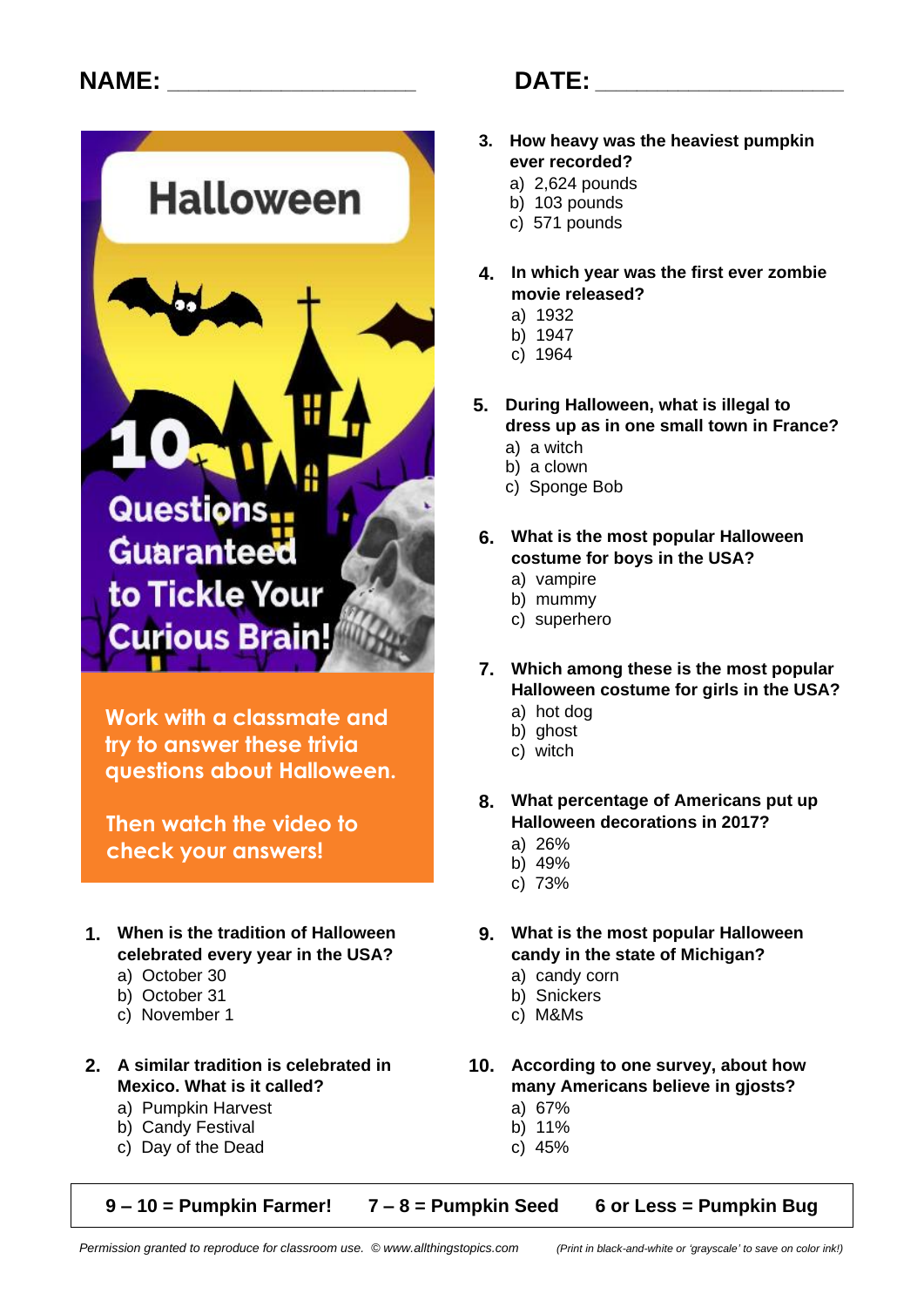**NAME:** ____________________ **DATE:** ____________________

# Halloween

## 10 Questions Guaranteed to Tickle Your Curious Brain!

Work with a classmate and try to answer these trivia questions about Halloween.

Then watch the video to check your answers!

1. **When is the tradition of Halloween celebrated every year in the USA?**
   a) October 30
   b) October 31
   c) November 1

2. **A similar tradition is celebrated in Mexico. What is it called?**
   a) Pumpkin Harvest
   b) Candy Festival
   c) Day of the Dead

3. **How heavy was the heaviest pumpkin ever recorded?**
   a) 2,624 pounds
   b) 103 pounds
   c) 571 pounds

4. **In which year was the first ever zombie movie released?**
   a) 1932
   b) 1947
   c) 1964

5. **During Halloween, what is illegal to dress up as in one small town in France?**
   a) a witch
   b) a clown
   c) Sponge Bob

6. **What is the most popular Halloween costume for boys in the USA?**
   a) vampire
   b) mummy
   c) superhero

7. **Which among these is the most popular Halloween costume for girls in the USA?**
   a) hot dog
   b) ghost
   c) witch

8. **What percentage of Americans put up Halloween decorations in 2017?**
   a) 26%
   b) 49%
   c) 73%

9. **What is the most popular Halloween candy in the state of Michigan?**
   a) candy corn
   b) Snickers
   c) M&Ms

10. **According to one survey, about how many Americans believe in gjosts?**
    a) 67%
    b) 11%
    c) 45%

**9 – 10 = Pumpkin Farmer!** **7 – 8 = Pumpkin Seed** **6 or Less = Pumpkin Bug**

*Permission granted to reproduce for classroom use. © www.allthingstopics.com* *(Print in black-and-white or 'grayscale' to save on color ink!)*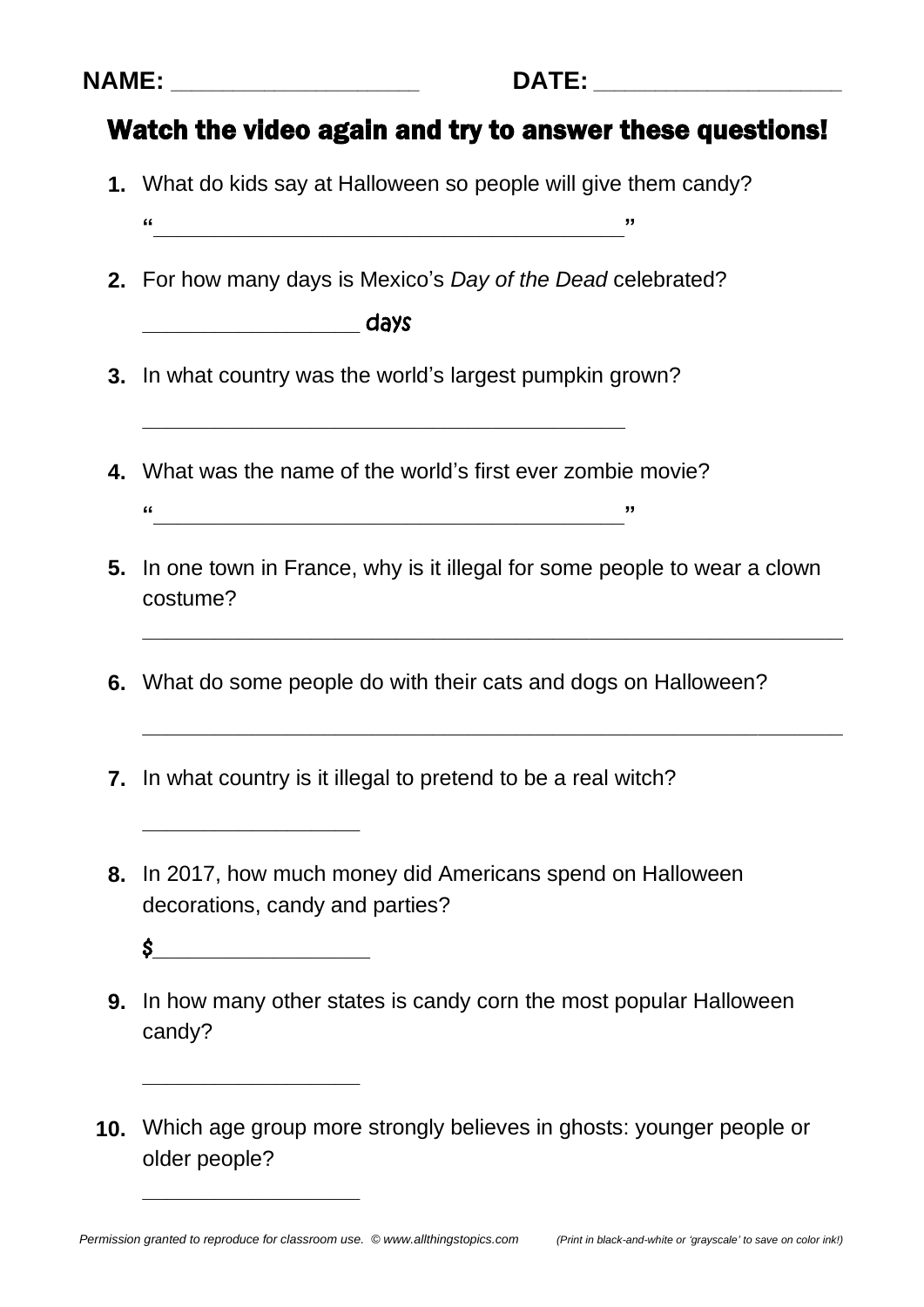**NAME:** ____________________ **DATE:** ____________________

## Watch the video again and try to answer these questions!

1. What do kids say at Halloween so people will give them candy?

   "________________________________________"

2. For how many days is Mexico's *Day of the Dead* celebrated?

   __________________ days

3. In what country was the world's largest pumpkin grown?

   ________________________________________

4. What was the name of the world's first ever zombie movie?

   "________________________________________"

5. In one town in France, why is it illegal for some people to wear a clown costume?

   ____________________________________________________________

6. What do some people do with their cats and dogs on Halloween?

   ____________________________________________________________

7. In what country is it illegal to pretend to be a real witch?

   __________________

8. In 2017, how much money did Americans spend on Halloween decorations, candy and parties?

   $__________________

9. In how many other states is candy corn the most popular Halloween candy?

   __________________

10. Which age group more strongly believes in ghosts: younger people or older people?

    __________________

*Permission granted to reproduce for classroom use. © www.allthingstopics.com* *(Print in black-and-white or 'grayscale' to save on color ink!)*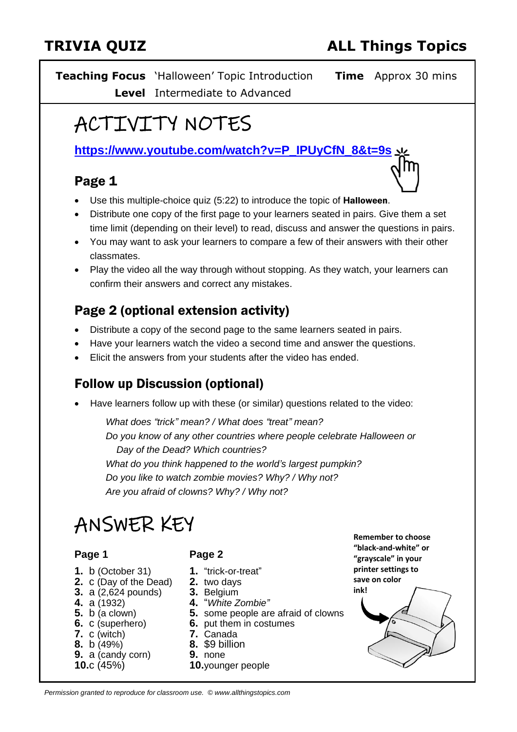**TRIVIA QUIZ** **ALL Things Topics**

**Teaching Focus** 'Halloween' Topic Introduction **Time** Approx 30 mins
**Level** Intermediate to Advanced

# ACTIVITY NOTES

**https://www.youtube.com/watch?v=P_IPUyCfN_8&t=9s**

## Page 1

- Use this multiple-choice quiz (5:22) to introduce the topic of **Halloween**.
- Distribute one copy of the first page to your learners seated in pairs. Give them a set time limit (depending on their level) to read, discuss and answer the questions in pairs.
- You may want to ask your learners to compare a few of their answers with their other classmates.
- Play the video all the way through without stopping. As they watch, your learners can confirm their answers and correct any mistakes.

## Page 2 (optional extension activity)

- Distribute a copy of the second page to the same learners seated in pairs.
- Have your learners watch the video a second time and answer the questions.
- Elicit the answers from your students after the video has ended.

## Follow up Discussion (optional)

- Have learners follow up with these (or similar) questions related to the video:

  *What does "trick" mean? / What does "treat" mean?*
  *Do you know of any other countries where people celebrate Halloween or Day of the Dead? Which countries?*
  *What do you think happened to the world's largest pumpkin?*
  *Do you like to watch zombie movies? Why? / Why not?*
  *Are you afraid of clowns? Why? / Why not?*

# ANSWER KEY

### Page 1

1. b (October 31)
2. c (Day of the Dead)
3. a (2,624 pounds)
4. a (1932)
5. b (a clown)
6. c (superhero)
7. c (witch)
8. b (49%)
9. a (candy corn)
10. c (45%)

### Page 2

1. "trick-or-treat"
2. two days
3. Belgium
4. "*White Zombie*"
5. some people are afraid of clowns
6. put them in costumes
7. Canada
8. $9 billion
9. none
10. younger people

**Remember to choose "black-and-white" or "grayscale" in your printer settings to save on color ink!**

*Permission granted to reproduce for classroom use. © www.allthingstopics.com*